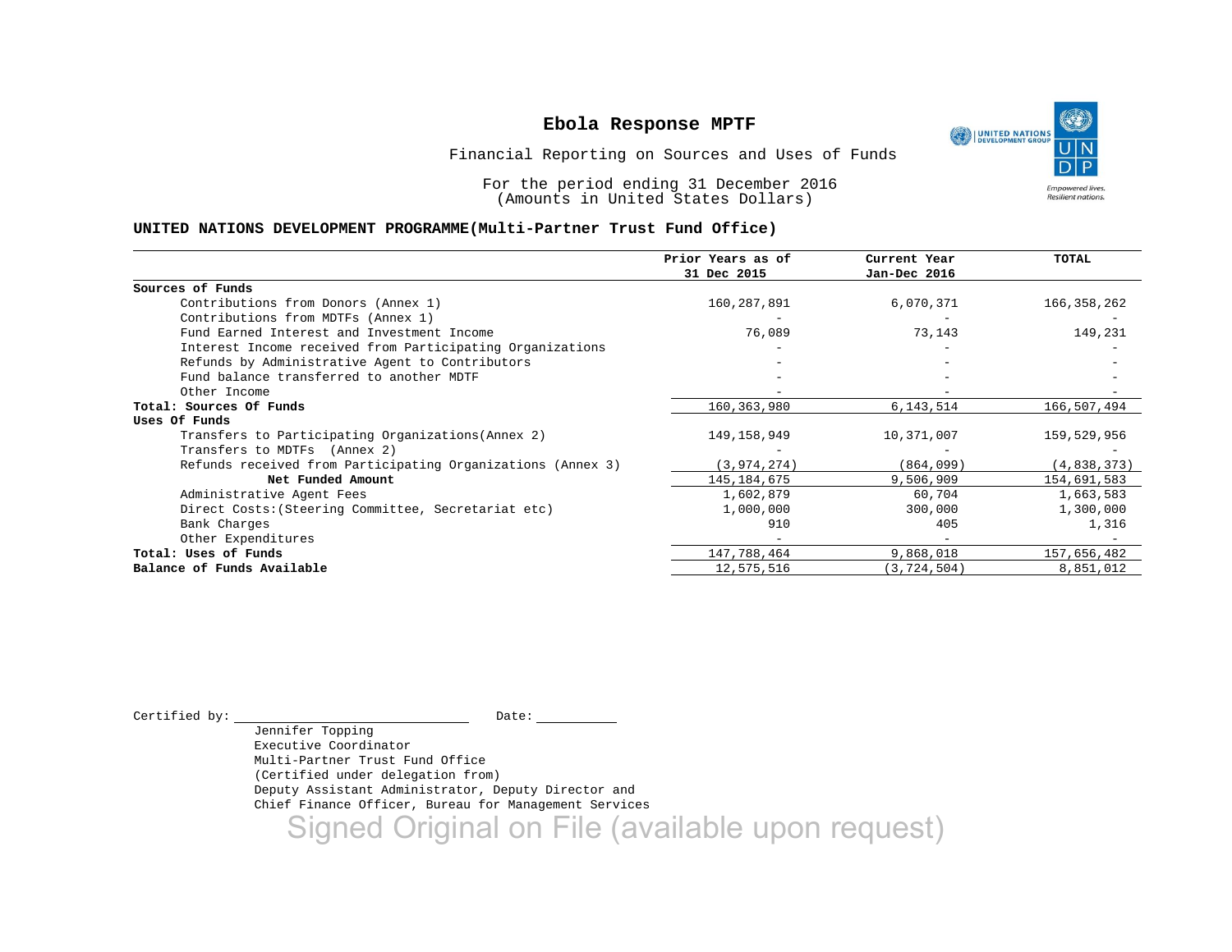# Ebola Response MPTF

Financial Reporting on Sources and Uses of Funds

For the period ending 31 December 2016
(Amounts in United States Dollars)

## UNITED NATIONS DEVELOPMENT PROGRAMME(Multi-Partner Trust Fund Office)

| | Prior Years as of 31 Dec 2015 | Current Year Jan-Dec 2016 | TOTAL |
|---|---|---|---|
| **Sources of Funds** | | | |
| Contributions from Donors (Annex 1) | 160,287,891 | 6,070,371 | 166,358,262 |
| Contributions from MDTFs (Annex 1) | - | - | - |
| Fund Earned Interest and Investment Income | 76,089 | 73,143 | 149,231 |
| Interest Income received from Participating Organizations | - | - | - |
| Refunds by Administrative Agent to Contributors | - | - | - |
| Fund balance transferred to another MDTF | - | - | - |
| Other Income | - | - | - |
| **Total: Sources Of Funds** | 160,363,980 | 6,143,514 | 166,507,494 |
| **Uses Of Funds** | | | |
| Transfers to Participating Organizations(Annex 2) | 149,158,949 | 10,371,007 | 159,529,956 |
| Transfers to MDTFs (Annex 2) | - | - | - |
| Refunds received from Participating Organizations (Annex 3) | (3,974,274) | (864,099) | (4,838,373) |
| **Net Funded Amount** | 145,184,675 | 9,506,909 | 154,691,583 |
| Administrative Agent Fees | 1,602,879 | 60,704 | 1,663,583 |
| Direct Costs:(Steering Committee, Secretariat etc) | 1,000,000 | 300,000 | 1,300,000 |
| Bank Charges | 910 | 405 | 1,316 |
| Other Expenditures | - | - | - |
| **Total: Uses of Funds** | 147,788,464 | 9,868,018 | 157,656,482 |
| **Balance of Funds Available** | 12,575,516 | (3,724,504) | 8,851,012 |

Certified by: \_\_\_\_\_\_\_\_\_\_\_\_\_\_\_\_\_\_\_\_\_\_\_\_\_\_\_\_\_\_ Date: \_\_\_\_\_\_\_\_\_\_\_

Jennifer Topping
Executive Coordinator
Multi-Partner Trust Fund Office
(Certified under delegation from)
Deputy Assistant Administrator, Deputy Director and
Chief Finance Officer, Bureau for Management Services

Signed Original on File (available upon request)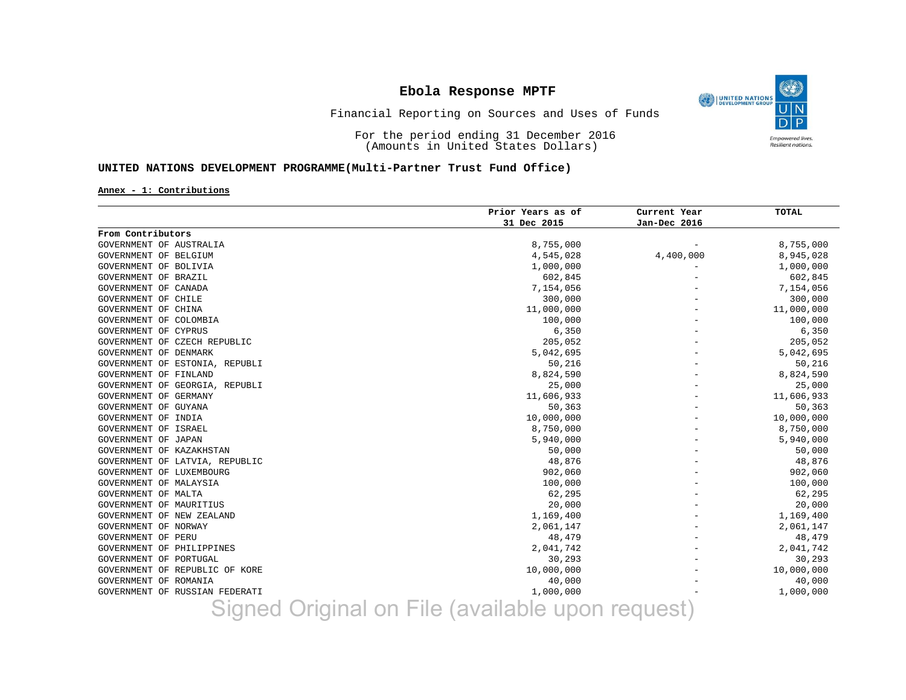# Ebola Response MPTF

Financial Reporting on Sources and Uses of Funds

For the period ending 31 December 2016
(Amounts in United States Dollars)

**UNITED NATIONS DEVELOPMENT PROGRAMME(Multi-Partner Trust Fund Office)**

**Annex - 1: Contributions**

| | Prior Years as of 31 Dec 2015 | Current Year Jan-Dec 2016 | TOTAL |
|---|---|---|---|
| **From Contributors** | | | |
| GOVERNMENT OF AUSTRALIA | 8,755,000 | - | 8,755,000 |
| GOVERNMENT OF BELGIUM | 4,545,028 | 4,400,000 | 8,945,028 |
| GOVERNMENT OF BOLIVIA | 1,000,000 | - | 1,000,000 |
| GOVERNMENT OF BRAZIL | 602,845 | - | 602,845 |
| GOVERNMENT OF CANADA | 7,154,056 | - | 7,154,056 |
| GOVERNMENT OF CHILE | 300,000 | - | 300,000 |
| GOVERNMENT OF CHINA | 11,000,000 | - | 11,000,000 |
| GOVERNMENT OF COLOMBIA | 100,000 | - | 100,000 |
| GOVERNMENT OF CYPRUS | 6,350 | - | 6,350 |
| GOVERNMENT OF CZECH REPUBLIC | 205,052 | - | 205,052 |
| GOVERNMENT OF DENMARK | 5,042,695 | - | 5,042,695 |
| GOVERNMENT OF ESTONIA, REPUBLI | 50,216 | - | 50,216 |
| GOVERNMENT OF FINLAND | 8,824,590 | - | 8,824,590 |
| GOVERNMENT OF GEORGIA, REPUBLI | 25,000 | - | 25,000 |
| GOVERNMENT OF GERMANY | 11,606,933 | - | 11,606,933 |
| GOVERNMENT OF GUYANA | 50,363 | - | 50,363 |
| GOVERNMENT OF INDIA | 10,000,000 | - | 10,000,000 |
| GOVERNMENT OF ISRAEL | 8,750,000 | - | 8,750,000 |
| GOVERNMENT OF JAPAN | 5,940,000 | - | 5,940,000 |
| GOVERNMENT OF KAZAKHSTAN | 50,000 | - | 50,000 |
| GOVERNMENT OF LATVIA, REPUBLIC | 48,876 | - | 48,876 |
| GOVERNMENT OF LUXEMBOURG | 902,060 | - | 902,060 |
| GOVERNMENT OF MALAYSIA | 100,000 | - | 100,000 |
| GOVERNMENT OF MALTA | 62,295 | - | 62,295 |
| GOVERNMENT OF MAURITIUS | 20,000 | - | 20,000 |
| GOVERNMENT OF NEW ZEALAND | 1,169,400 | - | 1,169,400 |
| GOVERNMENT OF NORWAY | 2,061,147 | - | 2,061,147 |
| GOVERNMENT OF PERU | 48,479 | - | 48,479 |
| GOVERNMENT OF PHILIPPINES | 2,041,742 | - | 2,041,742 |
| GOVERNMENT OF PORTUGAL | 30,293 | - | 30,293 |
| GOVERNMENT OF REPUBLIC OF KORE | 10,000,000 | - | 10,000,000 |
| GOVERNMENT OF ROMANIA | 40,000 | - | 40,000 |
| GOVERNMENT OF RUSSIAN FEDERATI | 1,000,000 | - | 1,000,000 |

Signed Original on File (available upon request)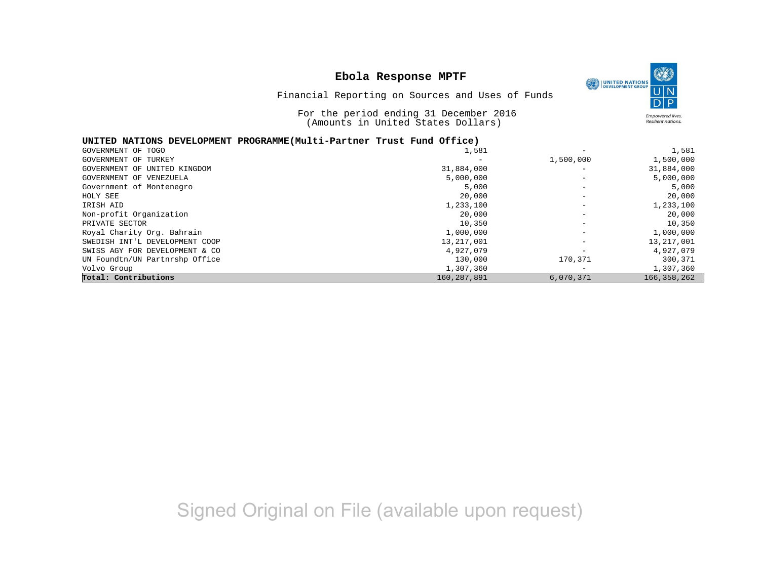**Ebola Response MPTF**

Financial Reporting on Sources and Uses of Funds

For the period ending 31 December 2016
(Amounts in United States Dollars)

**UNITED NATIONS DEVELOPMENT PROGRAMME(Multi-Partner Trust Fund Office)**

| | | | |
|---|---|---|---|
| GOVERNMENT OF TOGO | 1,581 | - | 1,581 |
| GOVERNMENT OF TURKEY | - | 1,500,000 | 1,500,000 |
| GOVERNMENT OF UNITED KINGDOM | 31,884,000 | - | 31,884,000 |
| GOVERNMENT OF VENEZUELA | 5,000,000 | - | 5,000,000 |
| Government of Montenegro | 5,000 | - | 5,000 |
| HOLY SEE | 20,000 | - | 20,000 |
| IRISH AID | 1,233,100 | - | 1,233,100 |
| Non-profit Organization | 20,000 | - | 20,000 |
| PRIVATE SECTOR | 10,350 | - | 10,350 |
| Royal Charity Org. Bahrain | 1,000,000 | - | 1,000,000 |
| SWEDISH INT'L DEVELOPMENT COOP | 13,217,001 | - | 13,217,001 |
| SWISS AGY FOR DEVELOPMENT & CO | 4,927,079 | - | 4,927,079 |
| UN Foundtn/UN Partnrshp Office | 130,000 | 170,371 | 300,371 |
| Volvo Group | 1,307,360 | - | 1,307,360 |
| **Total: Contributions** | 160,287,891 | 6,070,371 | 166,358,262 |

Signed Original on File (available upon request)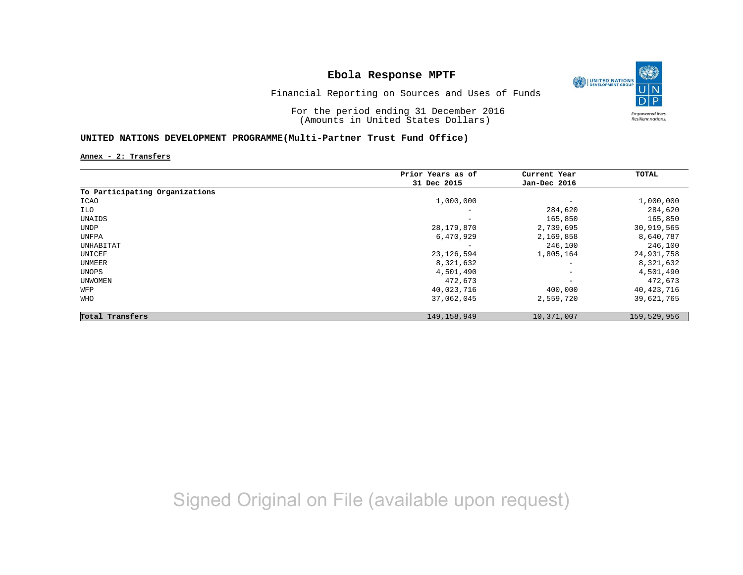# Ebola Response MPTF

Financial Reporting on Sources and Uses of Funds

For the period ending 31 December 2016
(Amounts in United States Dollars)

**UNITED NATIONS DEVELOPMENT PROGRAMME(Multi-Partner Trust Fund Office)**

**Annex - 2: Transfers**

| | Prior Years as of 31 Dec 2015 | Current Year Jan-Dec 2016 | TOTAL |
|---|---:|---:|---:|
| **To Participating Organizations** | | | |
| ICAO | 1,000,000 | - | 1,000,000 |
| ILO | - | 284,620 | 284,620 |
| UNAIDS | - | 165,850 | 165,850 |
| UNDP | 28,179,870 | 2,739,695 | 30,919,565 |
| UNFPA | 6,470,929 | 2,169,858 | 8,640,787 |
| UNHABITAT | - | 246,100 | 246,100 |
| UNICEF | 23,126,594 | 1,805,164 | 24,931,758 |
| UNMEER | 8,321,632 | - | 8,321,632 |
| UNOPS | 4,501,490 | - | 4,501,490 |
| UNWOMEN | 472,673 | - | 472,673 |
| WFP | 40,023,716 | 400,000 | 40,423,716 |
| WHO | 37,062,045 | 2,559,720 | 39,621,765 |
| **Total Transfers** | 149,158,949 | 10,371,007 | 159,529,956 |

Signed Original on File (available upon request)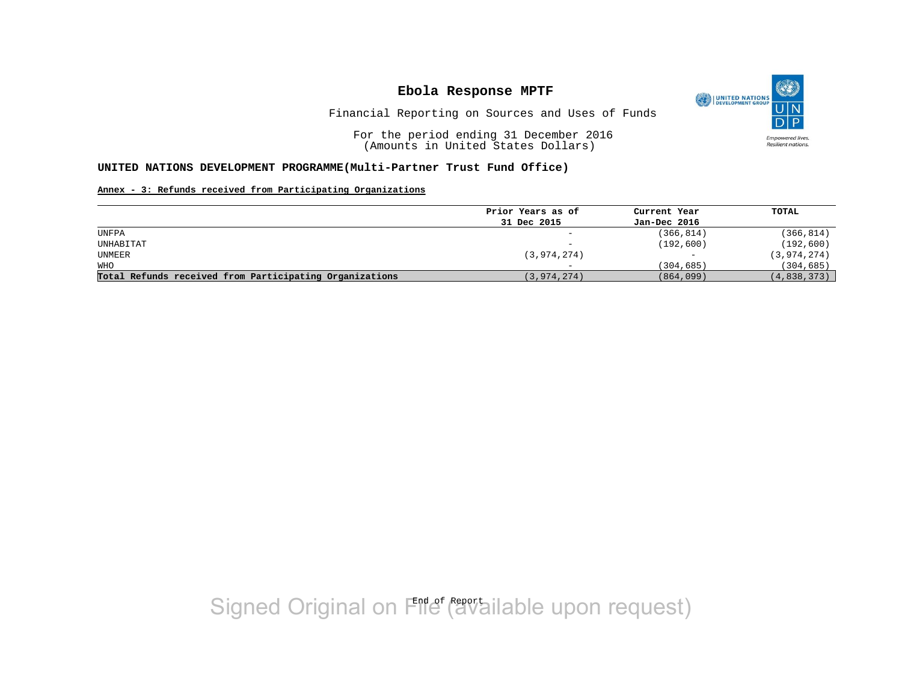# Ebola Response MPTF

Financial Reporting on Sources and Uses of Funds

For the period ending 31 December 2016
(Amounts in United States Dollars)

## UNITED NATIONS DEVELOPMENT PROGRAMME(Multi-Partner Trust Fund Office)

**Annex - 3: Refunds received from Participating Organizations**

| | Prior Years as of 31 Dec 2015 | Current Year Jan-Dec 2016 | TOTAL |
|---|---|---|---|
| UNFPA | - | (366,814) | (366,814) |
| UNHABITAT | - | (192,600) | (192,600) |
| UNMEER | (3,974,274) | - | (3,974,274) |
| WHO | - | (304,685) | (304,685) |
| **Total Refunds received from Participating Organizations** | (3,974,274) | (864,099) | (4,838,373) |

End of Report

Signed Original on File (available upon request)